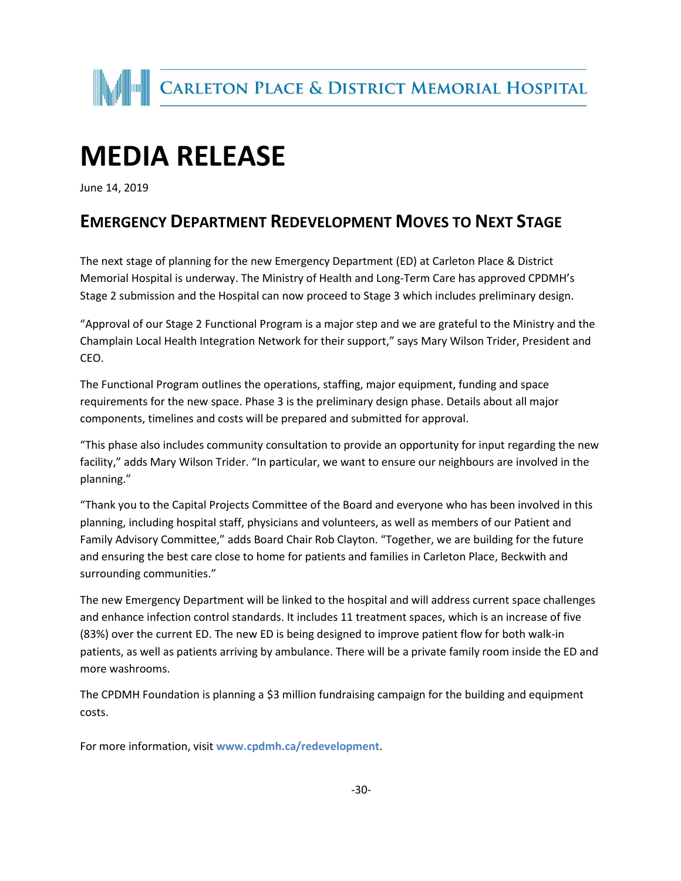CARLETON PLACE & DISTRICT MEMORIAL HOSPITAL

# MEDIA RELEASE

June 14, 2019

## EMERGENCY DEPARTMENT REDEVELOPMENT MOVES TO NEXT STAGE

The next stage of planning for the new Emergency Department (ED) at Carleton Place & District Memorial Hospital is underway. The Ministry of Health and Long-Term Care has approved CPDMH's Stage 2 submission and the Hospital can now proceed to Stage 3 which includes preliminary design.

"Approval of our Stage 2 Functional Program is a major step and we are grateful to the Ministry and the Champlain Local Health Integration Network for their support," says Mary Wilson Trider, President and CEO.

The Functional Program outlines the operations, staffing, major equipment, funding and space requirements for the new space. Phase 3 is the preliminary design phase. Details about all major components, timelines and costs will be prepared and submitted for approval.

"This phase also includes community consultation to provide an opportunity for input regarding the new facility," adds Mary Wilson Trider. "In particular, we want to ensure our neighbours are involved in the planning."

"Thank you to the Capital Projects Committee of the Board and everyone who has been involved in this planning, including hospital staff, physicians and volunteers, as well as members of our Patient and Family Advisory Committee," adds Board Chair Rob Clayton. "Together, we are building for the future and ensuring the best care close to home for patients and families in Carleton Place, Beckwith and surrounding communities."

The new Emergency Department will be linked to the hospital and will address current space challenges and enhance infection control standards. It includes 11 treatment spaces, which is an increase of five (83%) over the current ED. The new ED is being designed to improve patient flow for both walk-in patients, as well as patients arriving by ambulance. There will be a private family room inside the ED and more washrooms.

The CPDMH Foundation is planning a $3 million fundraising campaign for the building and equipment costs.

For more information, visit **www.cpdmh.ca/redevelopment**.

-30-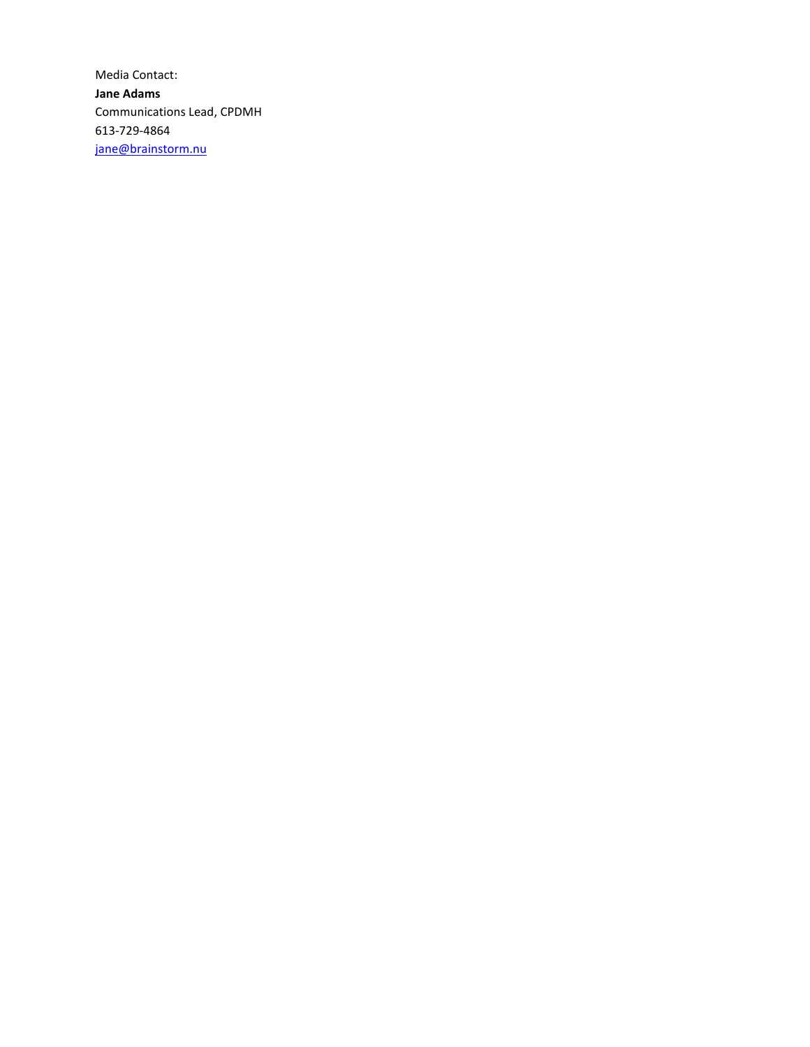Media Contact:
**Jane Adams**
Communications Lead, CPDMH
613-729-4864
jane@brainstorm.nu